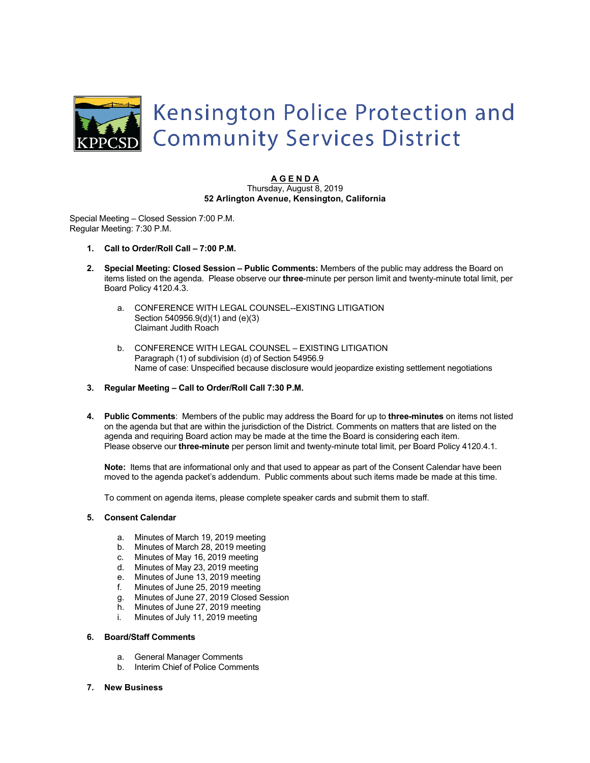# Kensington Police Protection and Community Services District

**AGENDA**
Thursday, August 8, 2019
**52 Arlington Avenue, Kensington, California**

Special Meeting – Closed Session 7:00 P.M.
Regular Meeting: 7:30 P.M.

1. **Call to Order/Roll Call – 7:00 P.M.**

2. **Special Meeting: Closed Session – Public Comments:** Members of the public may address the Board on items listed on the agenda. Please observe our **three**-minute per person limit and twenty-minute total limit, per Board Policy 4120.4.3.

   a. CONFERENCE WITH LEGAL COUNSEL--EXISTING LITIGATION
      Section 540956.9(d)(1) and (e)(3)
      Claimant Judith Roach

   b. CONFERENCE WITH LEGAL COUNSEL – EXISTING LITIGATION
      Paragraph (1) of subdivision (d) of Section 54956.9
      Name of case: Unspecified because disclosure would jeopardize existing settlement negotiations

3. **Regular Meeting – Call to Order/Roll Call 7:30 P.M.**

4. **Public Comments**: Members of the public may address the Board for up to **three-minutes** on items not listed on the agenda but that are within the jurisdiction of the District. Comments on matters that are listed on the agenda and requiring Board action may be made at the time the Board is considering each item. Please observe our **three-minute** per person limit and twenty-minute total limit, per Board Policy 4120.4.1.

   **Note:** Items that are informational only and that used to appear as part of the Consent Calendar have been moved to the agenda packet's addendum. Public comments about such items made be made at this time.

   To comment on agenda items, please complete speaker cards and submit them to staff.

5. **Consent Calendar**

   a. Minutes of March 19, 2019 meeting
   b. Minutes of March 28, 2019 meeting
   c. Minutes of May 16, 2019 meeting
   d. Minutes of May 23, 2019 meeting
   e. Minutes of June 13, 2019 meeting
   f. Minutes of June 25, 2019 meeting
   g. Minutes of June 27, 2019 Closed Session
   h. Minutes of June 27, 2019 meeting
   i. Minutes of July 11, 2019 meeting

6. **Board/Staff Comments**

   a. General Manager Comments
   b. Interim Chief of Police Comments

7. **New Business**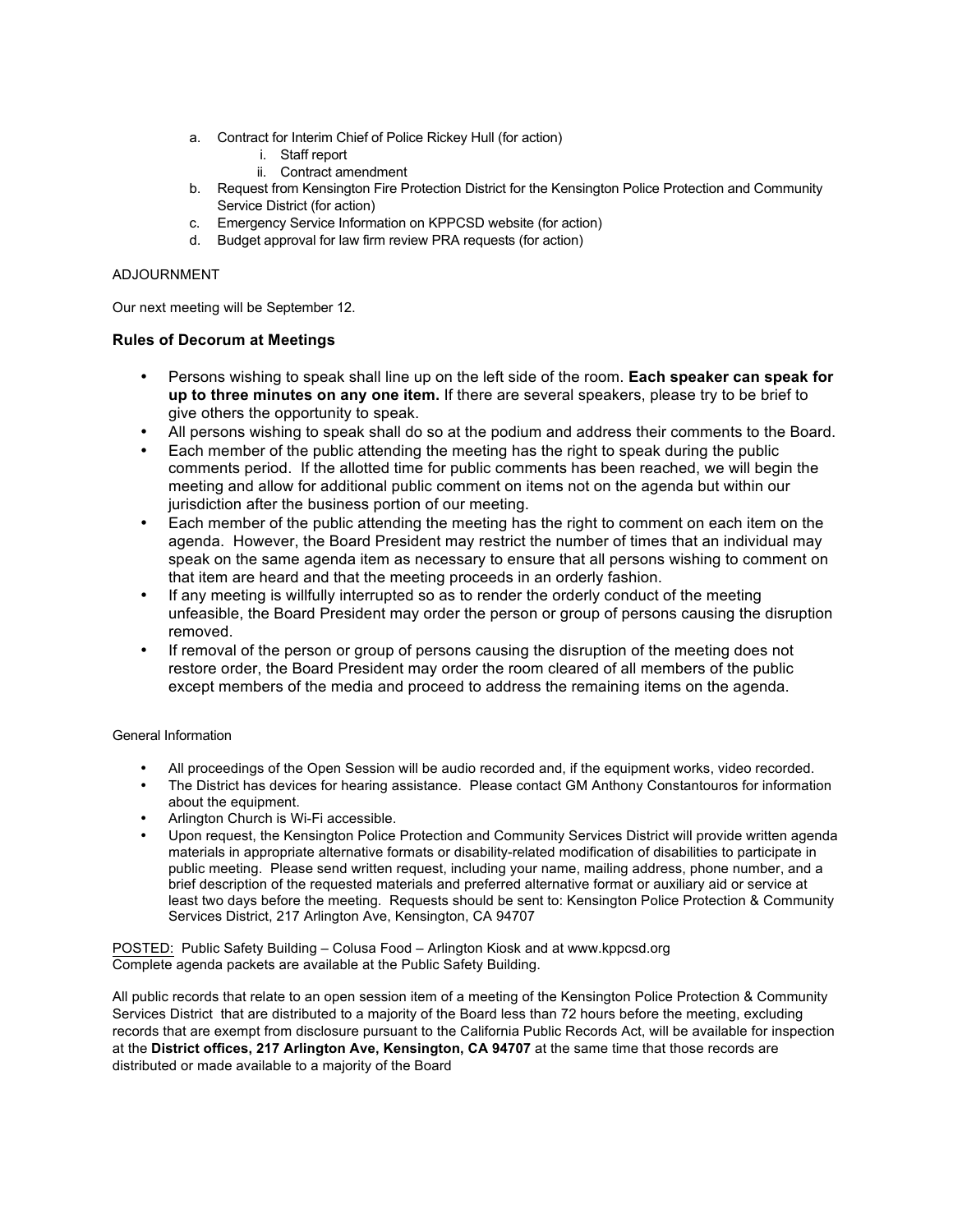a. Contract for Interim Chief of Police Rickey Hull (for action)
    i. Staff report
    ii. Contract amendment
b. Request from Kensington Fire Protection District for the Kensington Police Protection and Community Service District (for action)
c. Emergency Service Information on KPPCSD website (for action)
d. Budget approval for law firm review PRA requests (for action)

ADJOURNMENT

Our next meeting will be September 12.

### Rules of Decorum at Meetings

- Persons wishing to speak shall line up on the left side of the room. **Each speaker can speak for up to three minutes on any one item.** If there are several speakers, please try to be brief to give others the opportunity to speak.
- All persons wishing to speak shall do so at the podium and address their comments to the Board.
- Each member of the public attending the meeting has the right to speak during the public comments period. If the allotted time for public comments has been reached, we will begin the meeting and allow for additional public comment on items not on the agenda but within our jurisdiction after the business portion of our meeting.
- Each member of the public attending the meeting has the right to comment on each item on the agenda. However, the Board President may restrict the number of times that an individual may speak on the same agenda item as necessary to ensure that all persons wishing to comment on that item are heard and that the meeting proceeds in an orderly fashion.
- If any meeting is willfully interrupted so as to render the orderly conduct of the meeting unfeasible, the Board President may order the person or group of persons causing the disruption removed.
- If removal of the person or group of persons causing the disruption of the meeting does not restore order, the Board President may order the room cleared of all members of the public except members of the media and proceed to address the remaining items on the agenda.

General Information

- All proceedings of the Open Session will be audio recorded and, if the equipment works, video recorded.
- The District has devices for hearing assistance. Please contact GM Anthony Constantouros for information about the equipment.
- Arlington Church is Wi-Fi accessible.
- Upon request, the Kensington Police Protection and Community Services District will provide written agenda materials in appropriate alternative formats or disability-related modification of disabilities to participate in public meeting. Please send written request, including your name, mailing address, phone number, and a brief description of the requested materials and preferred alternative format or auxiliary aid or service at least two days before the meeting. Requests should be sent to: Kensington Police Protection & Community Services District, 217 Arlington Ave, Kensington, CA 94707

POSTED: Public Safety Building – Colusa Food – Arlington Kiosk and at www.kppcsd.org
Complete agenda packets are available at the Public Safety Building.

All public records that relate to an open session item of a meeting of the Kensington Police Protection & Community Services District that are distributed to a majority of the Board less than 72 hours before the meeting, excluding records that are exempt from disclosure pursuant to the California Public Records Act, will be available for inspection at the **District offices, 217 Arlington Ave, Kensington, CA 94707** at the same time that those records are distributed or made available to a majority of the Board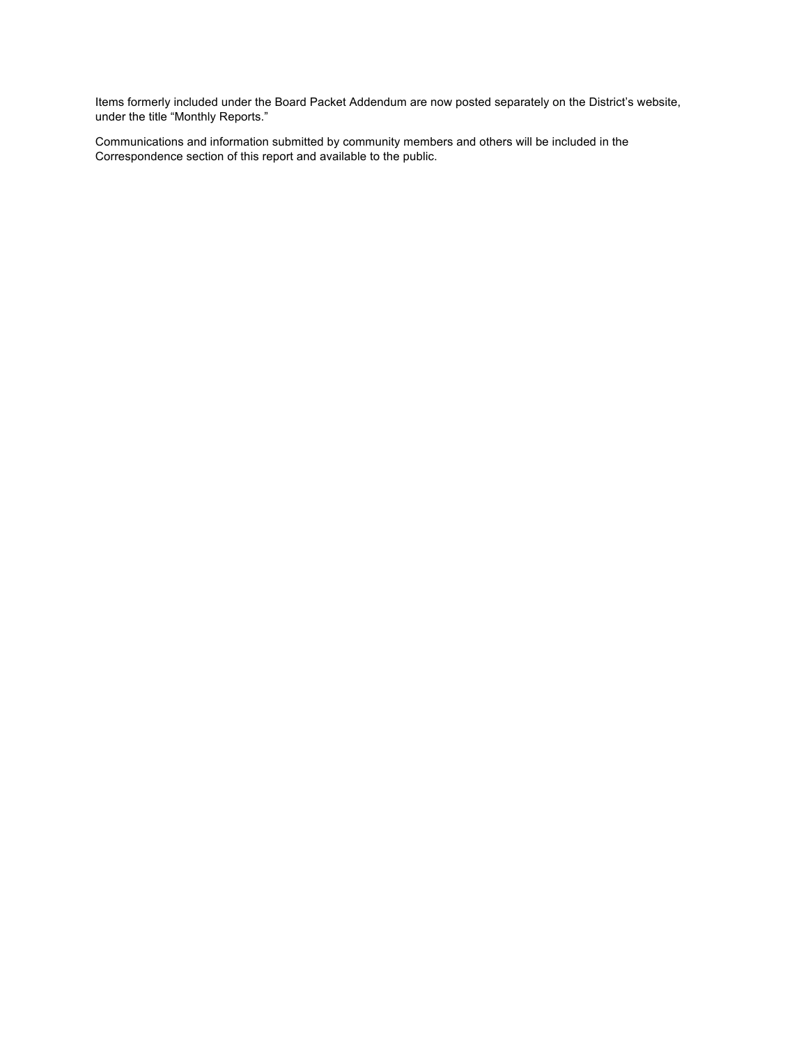Items formerly included under the Board Packet Addendum are now posted separately on the District's website, under the title "Monthly Reports."

Communications and information submitted by community members and others will be included in the Correspondence section of this report and available to the public.